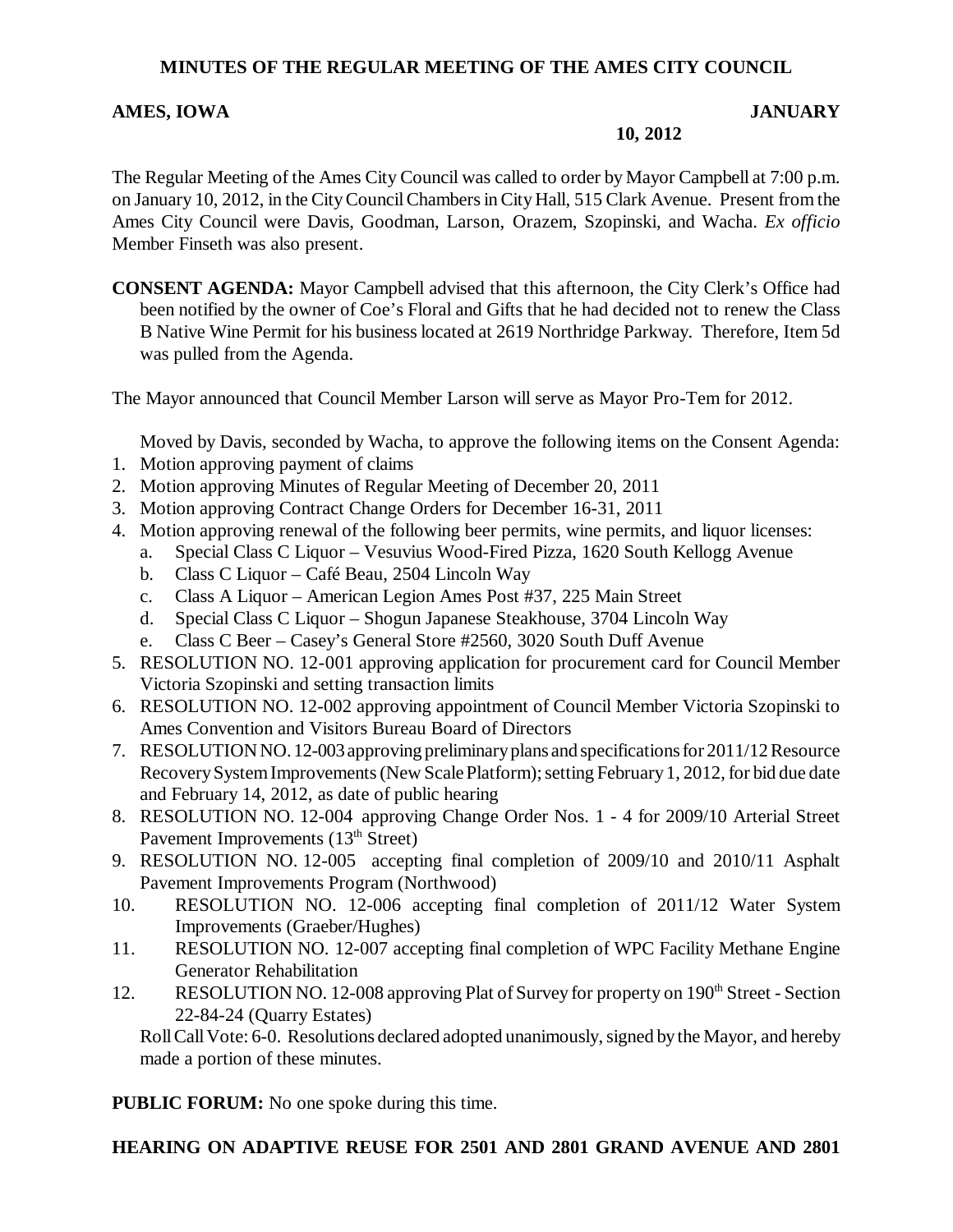**MINUTES OF THE REGULAR MEETING OF THE AMES CITY COUNCIL**

**AMES, IOWA JANUARY 10, 2012**

The Regular Meeting of the Ames City Council was called to order by Mayor Campbell at 7:00 p.m. on January 10, 2012, in the City Council Chambers in City Hall, 515 Clark Avenue. Present from the Ames City Council were Davis, Goodman, Larson, Orazem, Szopinski, and Wacha. *Ex officio* Member Finseth was also present.

**CONSENT AGENDA:** Mayor Campbell advised that this afternoon, the City Clerk's Office had been notified by the owner of Coe's Floral and Gifts that he had decided not to renew the Class B Native Wine Permit for his business located at 2619 Northridge Parkway. Therefore, Item 5d was pulled from the Agenda.

The Mayor announced that Council Member Larson will serve as Mayor Pro-Tem for 2012.

Moved by Davis, seconded by Wacha, to approve the following items on the Consent Agenda:

1. Motion approving payment of claims
2. Motion approving Minutes of Regular Meeting of December 20, 2011
3. Motion approving Contract Change Orders for December 16-31, 2011
4. Motion approving renewal of the following beer permits, wine permits, and liquor licenses:
   a. Special Class C Liquor – Vesuvius Wood-Fired Pizza, 1620 South Kellogg Avenue
   b. Class C Liquor – Café Beau, 2504 Lincoln Way
   c. Class A Liquor – American Legion Ames Post #37, 225 Main Street
   d. Special Class C Liquor – Shogun Japanese Steakhouse, 3704 Lincoln Way
   e. Class C Beer – Casey's General Store #2560, 3020 South Duff Avenue
5. RESOLUTION NO. 12-001 approving application for procurement card for Council Member Victoria Szopinski and setting transaction limits
6. RESOLUTION NO. 12-002 approving appointment of Council Member Victoria Szopinski to Ames Convention and Visitors Bureau Board of Directors
7. RESOLUTION NO. 12-003 approving preliminary plans and specifications for 2011/12 Resource Recovery System Improvements (New Scale Platform); setting February 1, 2012, for bid due date and February 14, 2012, as date of public hearing
8. RESOLUTION NO. 12-004 approving Change Order Nos. 1 - 4 for 2009/10 Arterial Street Pavement Improvements (13th Street)
9. RESOLUTION NO. 12-005 accepting final completion of 2009/10 and 2010/11 Asphalt Pavement Improvements Program (Northwood)
10. RESOLUTION NO. 12-006 accepting final completion of 2011/12 Water System Improvements (Graeber/Hughes)
11. RESOLUTION NO. 12-007 accepting final completion of WPC Facility Methane Engine Generator Rehabilitation
12. RESOLUTION NO. 12-008 approving Plat of Survey for property on 190th Street - Section 22-84-24 (Quarry Estates)

Roll Call Vote: 6-0. Resolutions declared adopted unanimously, signed by the Mayor, and hereby made a portion of these minutes.

**PUBLIC FORUM:** No one spoke during this time.

**HEARING ON ADAPTIVE REUSE FOR 2501 AND 2801 GRAND AVENUE AND 2801**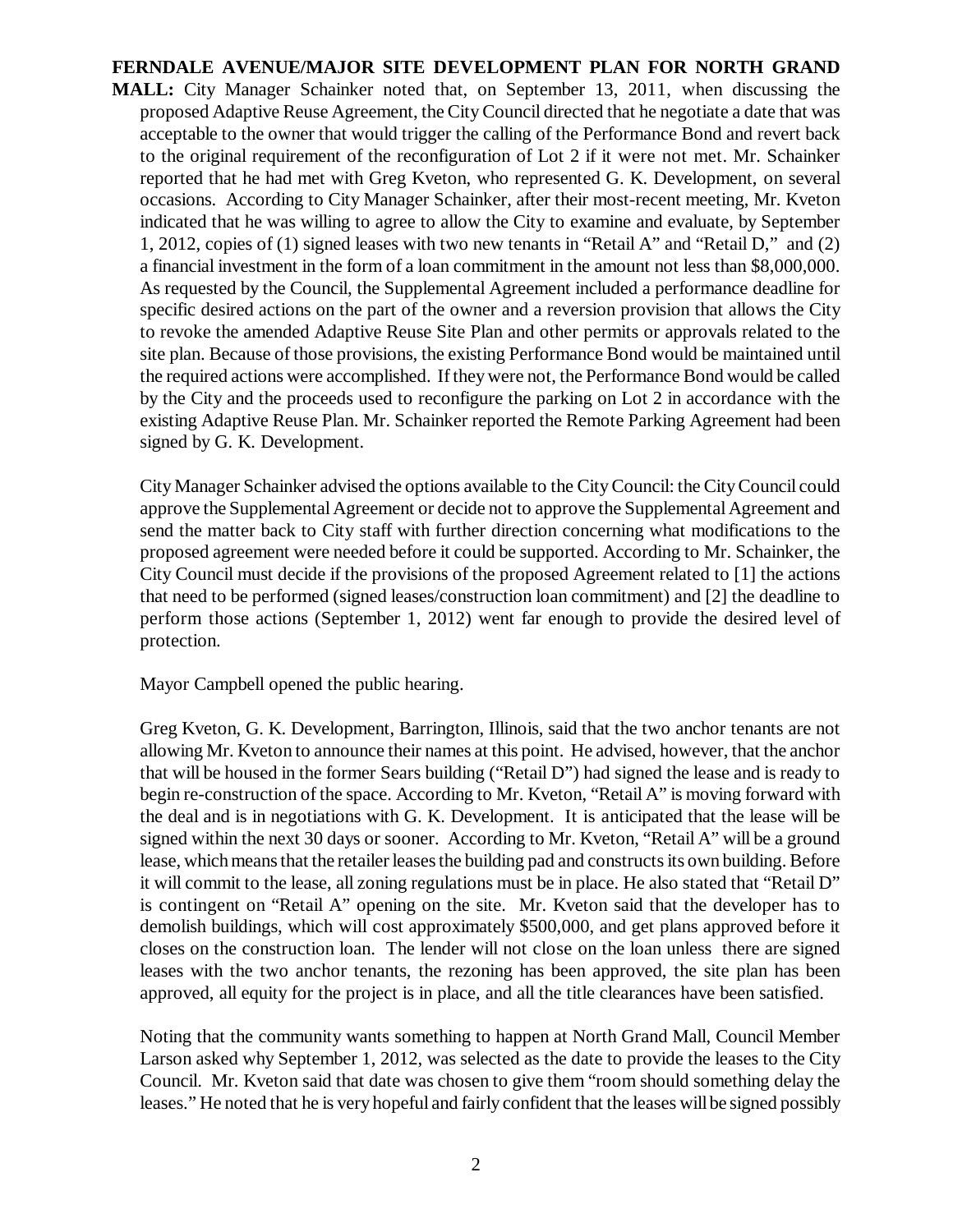**FERNDALE AVENUE/MAJOR SITE DEVELOPMENT PLAN FOR NORTH GRAND MALL:** City Manager Schainker noted that, on September 13, 2011, when discussing the proposed Adaptive Reuse Agreement, the City Council directed that he negotiate a date that was acceptable to the owner that would trigger the calling of the Performance Bond and revert back to the original requirement of the reconfiguration of Lot 2 if it were not met. Mr. Schainker reported that he had met with Greg Kveton, who represented G. K. Development, on several occasions. According to City Manager Schainker, after their most-recent meeting, Mr. Kveton indicated that he was willing to agree to allow the City to examine and evaluate, by September 1, 2012, copies of (1) signed leases with two new tenants in "Retail A" and "Retail D," and (2) a financial investment in the form of a loan commitment in the amount not less than $8,000,000. As requested by the Council, the Supplemental Agreement included a performance deadline for specific desired actions on the part of the owner and a reversion provision that allows the City to revoke the amended Adaptive Reuse Site Plan and other permits or approvals related to the site plan. Because of those provisions, the existing Performance Bond would be maintained until the required actions were accomplished. If they were not, the Performance Bond would be called by the City and the proceeds used to reconfigure the parking on Lot 2 in accordance with the existing Adaptive Reuse Plan. Mr. Schainker reported the Remote Parking Agreement had been signed by G. K. Development.

City Manager Schainker advised the options available to the City Council: the City Council could approve the Supplemental Agreement or decide not to approve the Supplemental Agreement and send the matter back to City staff with further direction concerning what modifications to the proposed agreement were needed before it could be supported. According to Mr. Schainker, the City Council must decide if the provisions of the proposed Agreement related to [1] the actions that need to be performed (signed leases/construction loan commitment) and [2] the deadline to perform those actions (September 1, 2012) went far enough to provide the desired level of protection.

Mayor Campbell opened the public hearing.

Greg Kveton, G. K. Development, Barrington, Illinois, said that the two anchor tenants are not allowing Mr. Kveton to announce their names at this point. He advised, however, that the anchor that will be housed in the former Sears building ("Retail D") had signed the lease and is ready to begin re-construction of the space. According to Mr. Kveton, "Retail A" is moving forward with the deal and is in negotiations with G. K. Development. It is anticipated that the lease will be signed within the next 30 days or sooner. According to Mr. Kveton, "Retail A" will be a ground lease, which means that the retailer leases the building pad and constructs its own building. Before it will commit to the lease, all zoning regulations must be in place. He also stated that "Retail D" is contingent on "Retail A" opening on the site. Mr. Kveton said that the developer has to demolish buildings, which will cost approximately $500,000, and get plans approved before it closes on the construction loan. The lender will not close on the loan unless there are signed leases with the two anchor tenants, the rezoning has been approved, the site plan has been approved, all equity for the project is in place, and all the title clearances have been satisfied.

Noting that the community wants something to happen at North Grand Mall, Council Member Larson asked why September 1, 2012, was selected as the date to provide the leases to the City Council. Mr. Kveton said that date was chosen to give them "room should something delay the leases." He noted that he is very hopeful and fairly confident that the leases will be signed possibly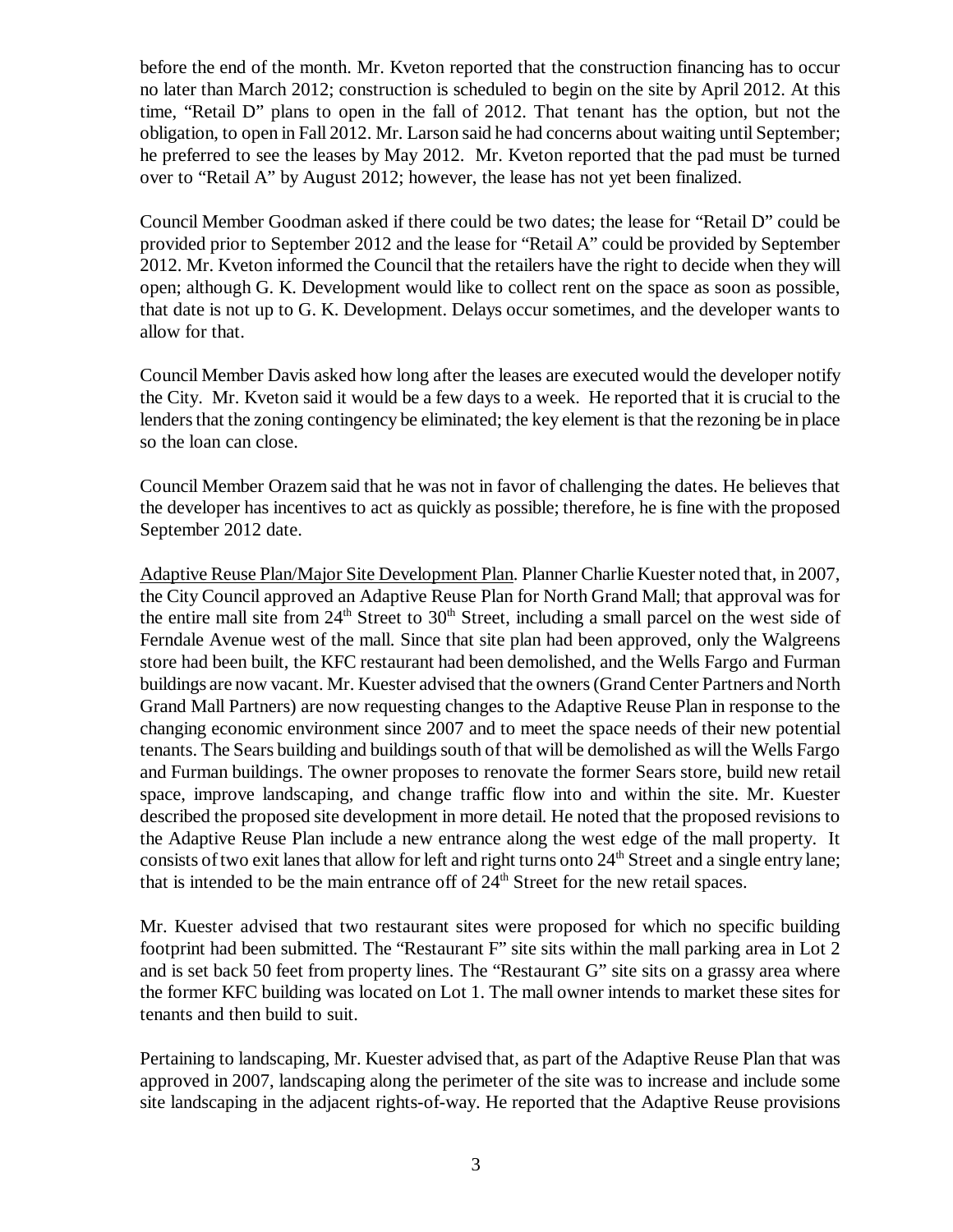before the end of the month. Mr. Kveton reported that the construction financing has to occur no later than March 2012; construction is scheduled to begin on the site by April 2012. At this time, "Retail D" plans to open in the fall of 2012. That tenant has the option, but not the obligation, to open in Fall 2012. Mr. Larson said he had concerns about waiting until September; he preferred to see the leases by May 2012. Mr. Kveton reported that the pad must be turned over to "Retail A" by August 2012; however, the lease has not yet been finalized.

Council Member Goodman asked if there could be two dates; the lease for "Retail D" could be provided prior to September 2012 and the lease for "Retail A" could be provided by September 2012. Mr. Kveton informed the Council that the retailers have the right to decide when they will open; although G. K. Development would like to collect rent on the space as soon as possible, that date is not up to G. K. Development. Delays occur sometimes, and the developer wants to allow for that.

Council Member Davis asked how long after the leases are executed would the developer notify the City. Mr. Kveton said it would be a few days to a week. He reported that it is crucial to the lenders that the zoning contingency be eliminated; the key element is that the rezoning be in place so the loan can close.

Council Member Orazem said that he was not in favor of challenging the dates. He believes that the developer has incentives to act as quickly as possible; therefore, he is fine with the proposed September 2012 date.

Adaptive Reuse Plan/Major Site Development Plan. Planner Charlie Kuester noted that, in 2007, the City Council approved an Adaptive Reuse Plan for North Grand Mall; that approval was for the entire mall site from 24th Street to 30th Street, including a small parcel on the west side of Ferndale Avenue west of the mall. Since that site plan had been approved, only the Walgreens store had been built, the KFC restaurant had been demolished, and the Wells Fargo and Furman buildings are now vacant. Mr. Kuester advised that the owners (Grand Center Partners and North Grand Mall Partners) are now requesting changes to the Adaptive Reuse Plan in response to the changing economic environment since 2007 and to meet the space needs of their new potential tenants. The Sears building and buildings south of that will be demolished as will the Wells Fargo and Furman buildings. The owner proposes to renovate the former Sears store, build new retail space, improve landscaping, and change traffic flow into and within the site. Mr. Kuester described the proposed site development in more detail. He noted that the proposed revisions to the Adaptive Reuse Plan include a new entrance along the west edge of the mall property. It consists of two exit lanes that allow for left and right turns onto 24th Street and a single entry lane; that is intended to be the main entrance off of 24th Street for the new retail spaces.

Mr. Kuester advised that two restaurant sites were proposed for which no specific building footprint had been submitted. The "Restaurant F" site sits within the mall parking area in Lot 2 and is set back 50 feet from property lines. The "Restaurant G" site sits on a grassy area where the former KFC building was located on Lot 1. The mall owner intends to market these sites for tenants and then build to suit.

Pertaining to landscaping, Mr. Kuester advised that, as part of the Adaptive Reuse Plan that was approved in 2007, landscaping along the perimeter of the site was to increase and include some site landscaping in the adjacent rights-of-way. He reported that the Adaptive Reuse provisions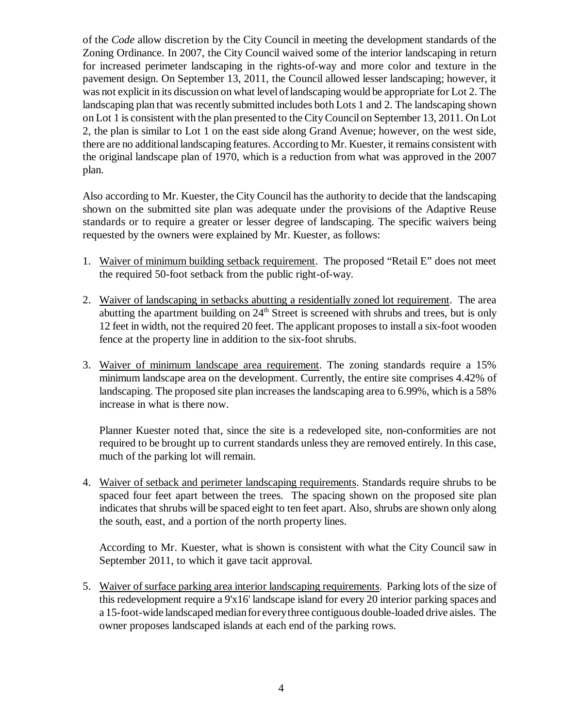of the *Code* allow discretion by the City Council in meeting the development standards of the Zoning Ordinance. In 2007, the City Council waived some of the interior landscaping in return for increased perimeter landscaping in the rights-of-way and more color and texture in the pavement design. On September 13, 2011, the Council allowed lesser landscaping; however, it was not explicit in its discussion on what level of landscaping would be appropriate for Lot 2. The landscaping plan that was recently submitted includes both Lots 1 and 2. The landscaping shown on Lot 1 is consistent with the plan presented to the City Council on September 13, 2011. On Lot 2, the plan is similar to Lot 1 on the east side along Grand Avenue; however, on the west side, there are no additional landscaping features. According to Mr. Kuester, it remains consistent with the original landscape plan of 1970, which is a reduction from what was approved in the 2007 plan.

Also according to Mr. Kuester, the City Council has the authority to decide that the landscaping shown on the submitted site plan was adequate under the provisions of the Adaptive Reuse standards or to require a greater or lesser degree of landscaping. The specific waivers being requested by the owners were explained by Mr. Kuester, as follows:

1. Waiver of minimum building setback requirement. The proposed "Retail E" does not meet the required 50-foot setback from the public right-of-way.

2. Waiver of landscaping in setbacks abutting a residentially zoned lot requirement. The area abutting the apartment building on 24th Street is screened with shrubs and trees, but is only 12 feet in width, not the required 20 feet. The applicant proposes to install a six-foot wooden fence at the property line in addition to the six-foot shrubs.

3. Waiver of minimum landscape area requirement. The zoning standards require a 15% minimum landscape area on the development. Currently, the entire site comprises 4.42% of landscaping. The proposed site plan increases the landscaping area to 6.99%, which is a 58% increase in what is there now.

   Planner Kuester noted that, since the site is a redeveloped site, non-conformities are not required to be brought up to current standards unless they are removed entirely. In this case, much of the parking lot will remain.

4. Waiver of setback and perimeter landscaping requirements. Standards require shrubs to be spaced four feet apart between the trees. The spacing shown on the proposed site plan indicates that shrubs will be spaced eight to ten feet apart. Also, shrubs are shown only along the south, east, and a portion of the north property lines.

   According to Mr. Kuester, what is shown is consistent with what the City Council saw in September 2011, to which it gave tacit approval.

5. Waiver of surface parking area interior landscaping requirements. Parking lots of the size of this redevelopment require a 9'x16' landscape island for every 20 interior parking spaces and a 15-foot-wide landscaped median for every three contiguous double-loaded drive aisles. The owner proposes landscaped islands at each end of the parking rows.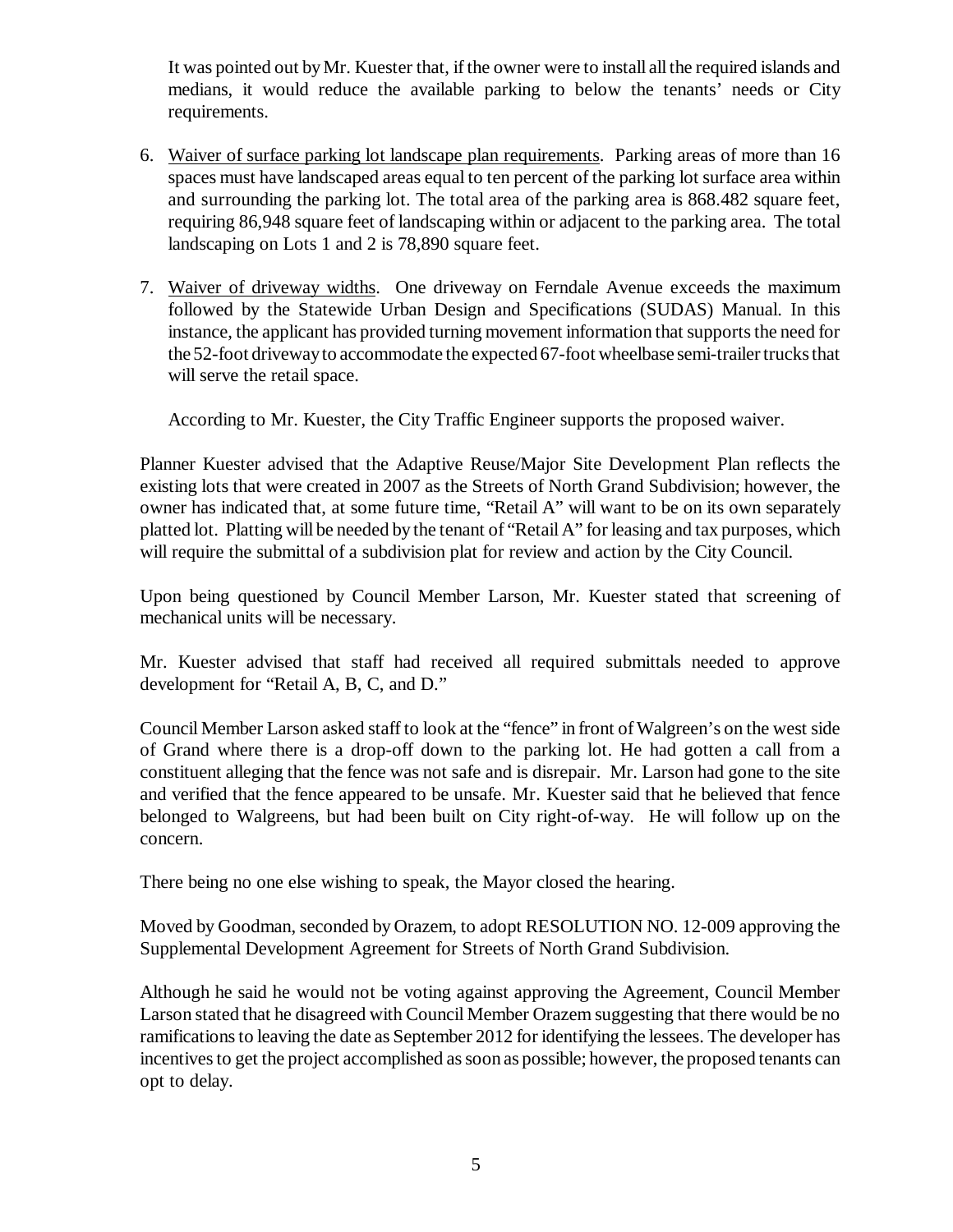It was pointed out by Mr. Kuester that, if the owner were to install all the required islands and medians, it would reduce the available parking to below the tenants' needs or City requirements.

6. Waiver of surface parking lot landscape plan requirements. Parking areas of more than 16 spaces must have landscaped areas equal to ten percent of the parking lot surface area within and surrounding the parking lot. The total area of the parking area is 868.482 square feet, requiring 86,948 square feet of landscaping within or adjacent to the parking area. The total landscaping on Lots 1 and 2 is 78,890 square feet.

7. Waiver of driveway widths. One driveway on Ferndale Avenue exceeds the maximum followed by the Statewide Urban Design and Specifications (SUDAS) Manual. In this instance, the applicant has provided turning movement information that supports the need for the 52-foot driveway to accommodate the expected 67-foot wheelbase semi-trailer trucks that will serve the retail space.

   According to Mr. Kuester, the City Traffic Engineer supports the proposed waiver.

Planner Kuester advised that the Adaptive Reuse/Major Site Development Plan reflects the existing lots that were created in 2007 as the Streets of North Grand Subdivision; however, the owner has indicated that, at some future time, "Retail A" will want to be on its own separately platted lot. Platting will be needed by the tenant of "Retail A" for leasing and tax purposes, which will require the submittal of a subdivision plat for review and action by the City Council.

Upon being questioned by Council Member Larson, Mr. Kuester stated that screening of mechanical units will be necessary.

Mr. Kuester advised that staff had received all required submittals needed to approve development for "Retail A, B, C, and D."

Council Member Larson asked staff to look at the "fence" in front of Walgreen's on the west side of Grand where there is a drop-off down to the parking lot. He had gotten a call from a constituent alleging that the fence was not safe and is disrepair. Mr. Larson had gone to the site and verified that the fence appeared to be unsafe. Mr. Kuester said that he believed that fence belonged to Walgreens, but had been built on City right-of-way. He will follow up on the concern.

There being no one else wishing to speak, the Mayor closed the hearing.

Moved by Goodman, seconded by Orazem, to adopt RESOLUTION NO. 12-009 approving the Supplemental Development Agreement for Streets of North Grand Subdivision.

Although he said he would not be voting against approving the Agreement, Council Member Larson stated that he disagreed with Council Member Orazem suggesting that there would be no ramifications to leaving the date as September 2012 for identifying the lessees. The developer has incentives to get the project accomplished as soon as possible; however, the proposed tenants can opt to delay.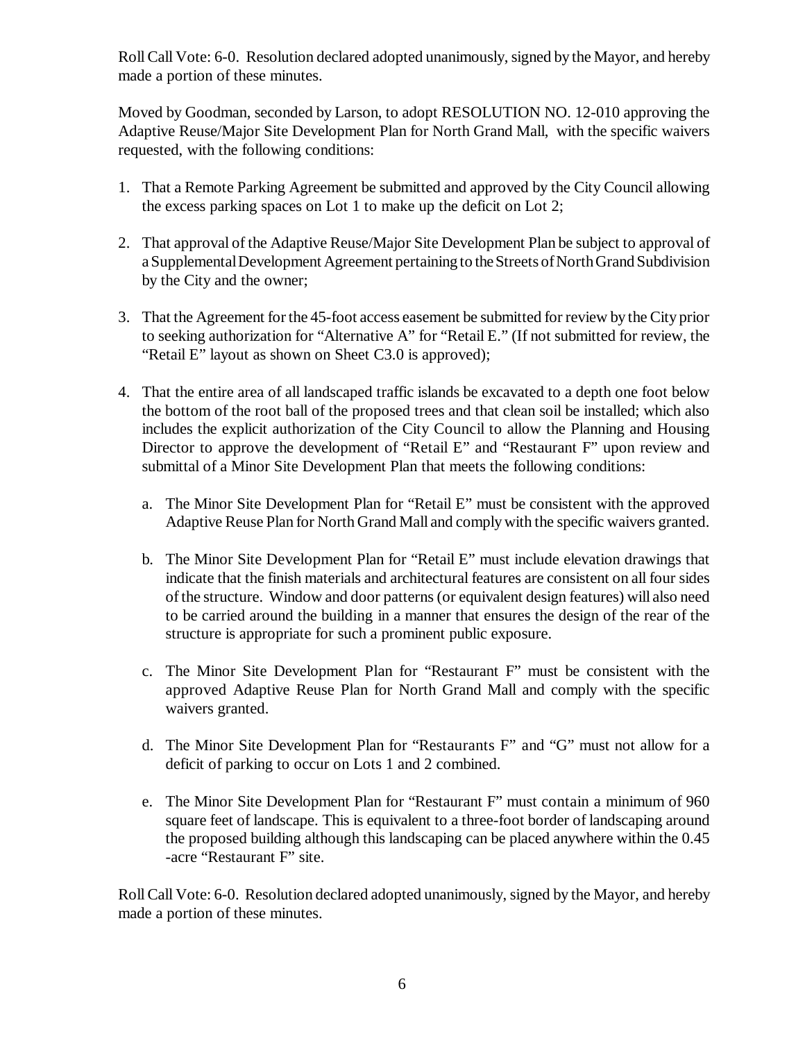Roll Call Vote: 6-0. Resolution declared adopted unanimously, signed by the Mayor, and hereby made a portion of these minutes.

Moved by Goodman, seconded by Larson, to adopt RESOLUTION NO. 12-010 approving the Adaptive Reuse/Major Site Development Plan for North Grand Mall, with the specific waivers requested, with the following conditions:

1. That a Remote Parking Agreement be submitted and approved by the City Council allowing the excess parking spaces on Lot 1 to make up the deficit on Lot 2;

2. That approval of the Adaptive Reuse/Major Site Development Plan be subject to approval of a Supplemental Development Agreement pertaining to the Streets of North Grand Subdivision by the City and the owner;

3. That the Agreement for the 45-foot access easement be submitted for review by the City prior to seeking authorization for "Alternative A" for "Retail E." (If not submitted for review, the "Retail E" layout as shown on Sheet C3.0 is approved);

4. That the entire area of all landscaped traffic islands be excavated to a depth one foot below the bottom of the root ball of the proposed trees and that clean soil be installed; which also includes the explicit authorization of the City Council to allow the Planning and Housing Director to approve the development of "Retail E" and "Restaurant F" upon review and submittal of a Minor Site Development Plan that meets the following conditions:

   a. The Minor Site Development Plan for "Retail E" must be consistent with the approved Adaptive Reuse Plan for North Grand Mall and comply with the specific waivers granted.

   b. The Minor Site Development Plan for "Retail E" must include elevation drawings that indicate that the finish materials and architectural features are consistent on all four sides of the structure. Window and door patterns (or equivalent design features) will also need to be carried around the building in a manner that ensures the design of the rear of the structure is appropriate for such a prominent public exposure.

   c. The Minor Site Development Plan for "Restaurant F" must be consistent with the approved Adaptive Reuse Plan for North Grand Mall and comply with the specific waivers granted.

   d. The Minor Site Development Plan for "Restaurants F" and "G" must not allow for a deficit of parking to occur on Lots 1 and 2 combined.

   e. The Minor Site Development Plan for "Restaurant F" must contain a minimum of 960 square feet of landscape. This is equivalent to a three-foot border of landscaping around the proposed building although this landscaping can be placed anywhere within the 0.45 -acre "Restaurant F" site.

Roll Call Vote: 6-0. Resolution declared adopted unanimously, signed by the Mayor, and hereby made a portion of these minutes.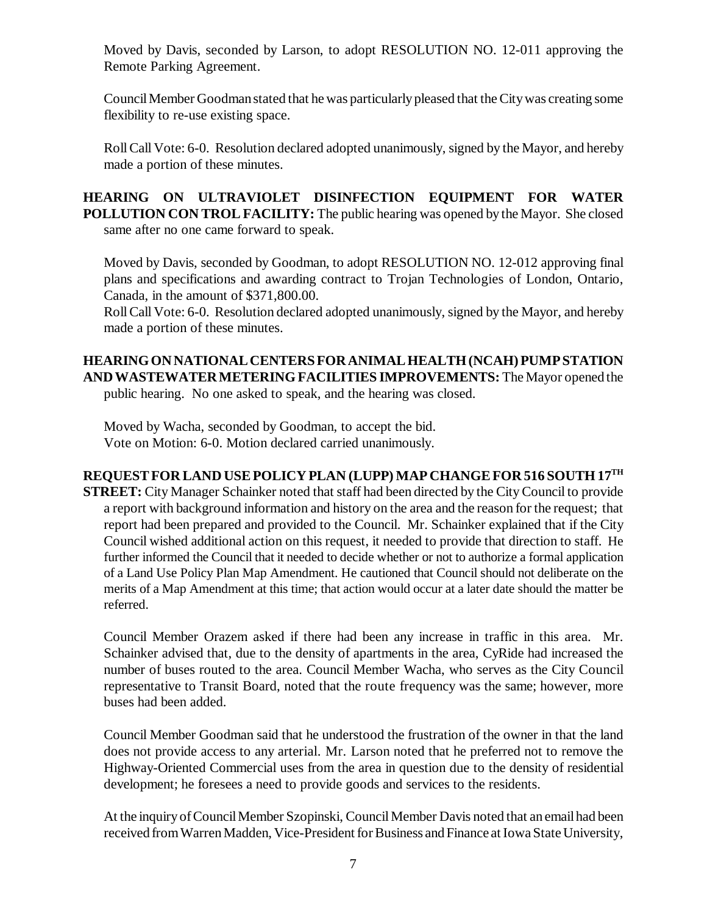Moved by Davis, seconded by Larson, to adopt RESOLUTION NO. 12-011 approving the Remote Parking Agreement.

Council Member Goodman stated that he was particularly pleased that the City was creating some flexibility to re-use existing space.

Roll Call Vote: 6-0. Resolution declared adopted unanimously, signed by the Mayor, and hereby made a portion of these minutes.

**HEARING ON ULTRAVIOLET DISINFECTION EQUIPMENT FOR WATER POLLUTION CON TROL FACILITY:** The public hearing was opened by the Mayor. She closed same after no one came forward to speak.

Moved by Davis, seconded by Goodman, to adopt RESOLUTION NO. 12-012 approving final plans and specifications and awarding contract to Trojan Technologies of London, Ontario, Canada, in the amount of $371,800.00.

Roll Call Vote: 6-0. Resolution declared adopted unanimously, signed by the Mayor, and hereby made a portion of these minutes.

**HEARING ON NATIONAL CENTERS FOR ANIMAL HEALTH (NCAH) PUMP STATION AND WASTEWATER METERING FACILITIES IMPROVEMENTS:** The Mayor opened the public hearing. No one asked to speak, and the hearing was closed.

Moved by Wacha, seconded by Goodman, to accept the bid.
Vote on Motion: 6-0. Motion declared carried unanimously.

**REQUEST FOR LAND USE POLICY PLAN (LUPP) MAP CHANGE FOR 516 SOUTH 17TH STREET:** City Manager Schainker noted that staff had been directed by the City Council to provide a report with background information and history on the area and the reason for the request; that report had been prepared and provided to the Council. Mr. Schainker explained that if the City Council wished additional action on this request, it needed to provide that direction to staff. He further informed the Council that it needed to decide whether or not to authorize a formal application of a Land Use Policy Plan Map Amendment. He cautioned that Council should not deliberate on the merits of a Map Amendment at this time; that action would occur at a later date should the matter be referred.

Council Member Orazem asked if there had been any increase in traffic in this area. Mr. Schainker advised that, due to the density of apartments in the area, CyRide had increased the number of buses routed to the area. Council Member Wacha, who serves as the City Council representative to Transit Board, noted that the route frequency was the same; however, more buses had been added.

Council Member Goodman said that he understood the frustration of the owner in that the land does not provide access to any arterial. Mr. Larson noted that he preferred not to remove the Highway-Oriented Commercial uses from the area in question due to the density of residential development; he foresees a need to provide goods and services to the residents.

At the inquiry of Council Member Szopinski, Council Member Davis noted that an email had been received from Warren Madden, Vice-President for Business and Finance at Iowa State University,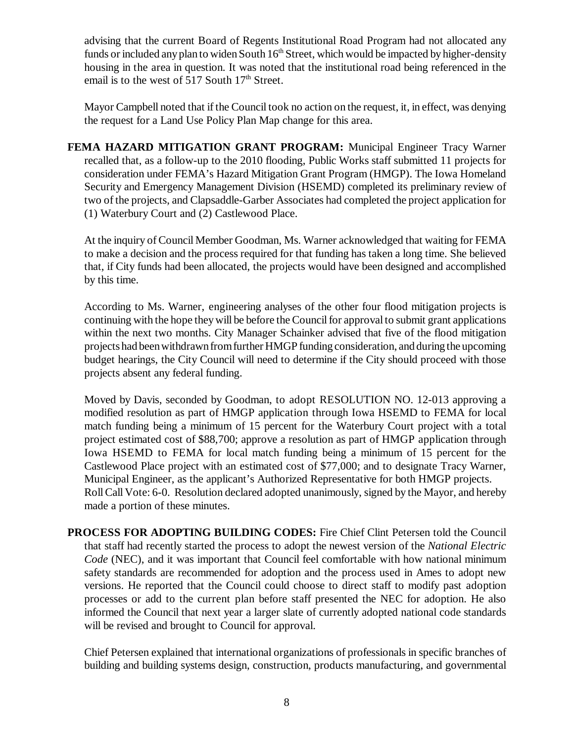advising that the current Board of Regents Institutional Road Program had not allocated any funds or included any plan to widen South 16th Street, which would be impacted by higher-density housing in the area in question. It was noted that the institutional road being referenced in the email is to the west of 517 South 17th Street.

Mayor Campbell noted that if the Council took no action on the request, it, in effect, was denying the request for a Land Use Policy Plan Map change for this area.

**FEMA HAZARD MITIGATION GRANT PROGRAM:** Municipal Engineer Tracy Warner recalled that, as a follow-up to the 2010 flooding, Public Works staff submitted 11 projects for consideration under FEMA's Hazard Mitigation Grant Program (HMGP). The Iowa Homeland Security and Emergency Management Division (HSEMD) completed its preliminary review of two of the projects, and Clapsaddle-Garber Associates had completed the project application for (1) Waterbury Court and (2) Castlewood Place.

At the inquiry of Council Member Goodman, Ms. Warner acknowledged that waiting for FEMA to make a decision and the process required for that funding has taken a long time. She believed that, if City funds had been allocated, the projects would have been designed and accomplished by this time.

According to Ms. Warner, engineering analyses of the other four flood mitigation projects is continuing with the hope they will be before the Council for approval to submit grant applications within the next two months. City Manager Schainker advised that five of the flood mitigation projects had been withdrawn from further HMGP funding consideration, and during the upcoming budget hearings, the City Council will need to determine if the City should proceed with those projects absent any federal funding.

Moved by Davis, seconded by Goodman, to adopt RESOLUTION NO. 12-013 approving a modified resolution as part of HMGP application through Iowa HSEMD to FEMA for local match funding being a minimum of 15 percent for the Waterbury Court project with a total project estimated cost of $88,700; approve a resolution as part of HMGP application through Iowa HSEMD to FEMA for local match funding being a minimum of 15 percent for the Castlewood Place project with an estimated cost of $77,000; and to designate Tracy Warner, Municipal Engineer, as the applicant's Authorized Representative for both HMGP projects.
Roll Call Vote: 6-0. Resolution declared adopted unanimously, signed by the Mayor, and hereby made a portion of these minutes.

**PROCESS FOR ADOPTING BUILDING CODES:** Fire Chief Clint Petersen told the Council that staff had recently started the process to adopt the newest version of the *National Electric Code* (NEC), and it was important that Council feel comfortable with how national minimum safety standards are recommended for adoption and the process used in Ames to adopt new versions. He reported that the Council could choose to direct staff to modify past adoption processes or add to the current plan before staff presented the NEC for adoption. He also informed the Council that next year a larger slate of currently adopted national code standards will be revised and brought to Council for approval.

Chief Petersen explained that international organizations of professionals in specific branches of building and building systems design, construction, products manufacturing, and governmental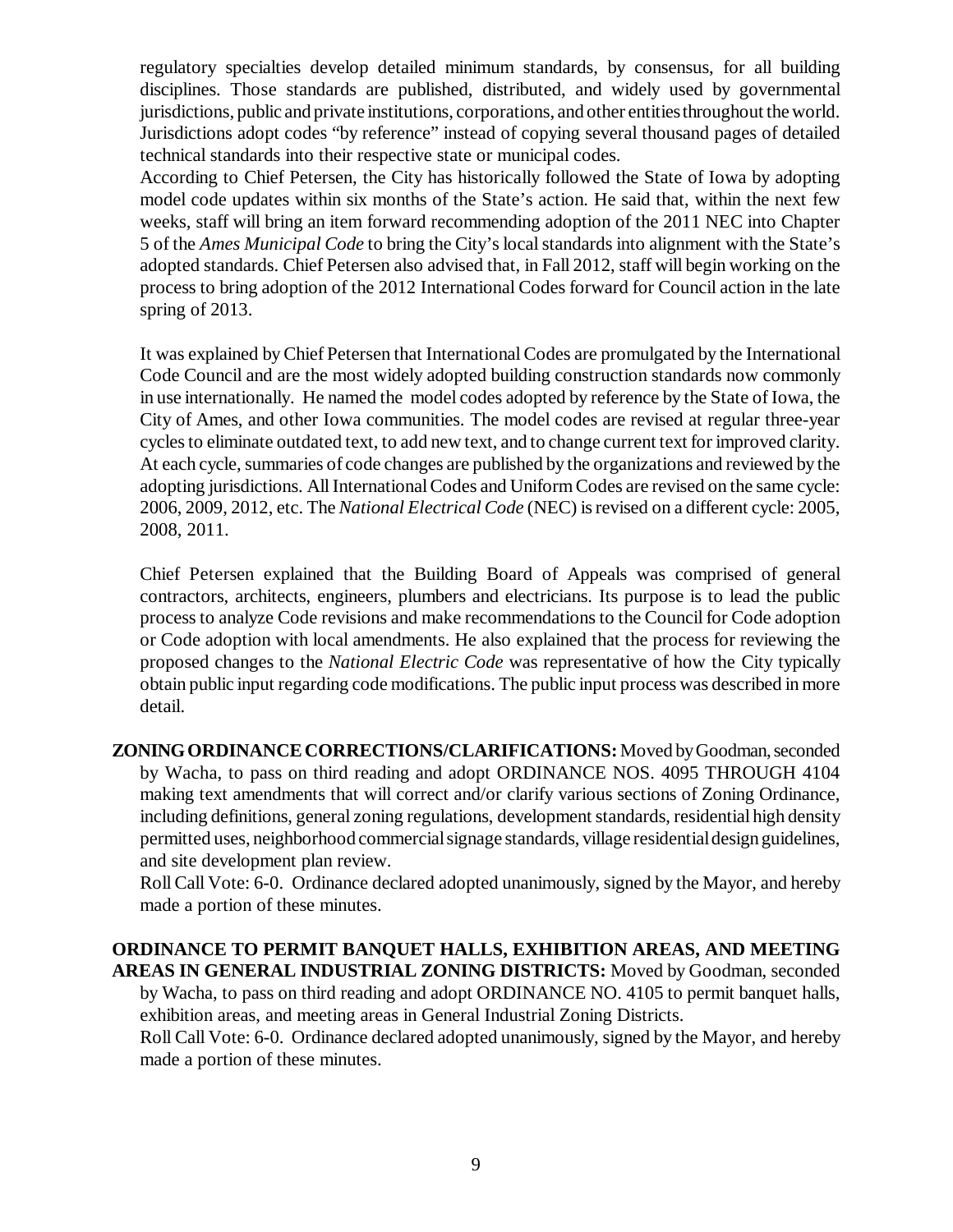regulatory specialties develop detailed minimum standards, by consensus, for all building disciplines. Those standards are published, distributed, and widely used by governmental jurisdictions, public and private institutions, corporations, and other entities throughout the world. Jurisdictions adopt codes "by reference" instead of copying several thousand pages of detailed technical standards into their respective state or municipal codes.

According to Chief Petersen, the City has historically followed the State of Iowa by adopting model code updates within six months of the State's action. He said that, within the next few weeks, staff will bring an item forward recommending adoption of the 2011 NEC into Chapter 5 of the *Ames Municipal Code* to bring the City's local standards into alignment with the State's adopted standards. Chief Petersen also advised that, in Fall 2012, staff will begin working on the process to bring adoption of the 2012 International Codes forward for Council action in the late spring of 2013.

It was explained by Chief Petersen that International Codes are promulgated by the International Code Council and are the most widely adopted building construction standards now commonly in use internationally. He named the model codes adopted by reference by the State of Iowa, the City of Ames, and other Iowa communities. The model codes are revised at regular three-year cycles to eliminate outdated text, to add new text, and to change current text for improved clarity. At each cycle, summaries of code changes are published by the organizations and reviewed by the adopting jurisdictions. All International Codes and Uniform Codes are revised on the same cycle: 2006, 2009, 2012, etc. The *National Electrical Code* (NEC) is revised on a different cycle: 2005, 2008, 2011.

Chief Petersen explained that the Building Board of Appeals was comprised of general contractors, architects, engineers, plumbers and electricians. Its purpose is to lead the public process to analyze Code revisions and make recommendations to the Council for Code adoption or Code adoption with local amendments. He also explained that the process for reviewing the proposed changes to the *National Electric Code* was representative of how the City typically obtain public input regarding code modifications. The public input process was described in more detail.

**ZONING ORDINANCE CORRECTIONS/CLARIFICATIONS:** Moved by Goodman, seconded by Wacha, to pass on third reading and adopt ORDINANCE NOS. 4095 THROUGH 4104 making text amendments that will correct and/or clarify various sections of Zoning Ordinance, including definitions, general zoning regulations, development standards, residential high density permitted uses, neighborhood commercial signage standards, village residential design guidelines, and site development plan review.

Roll Call Vote: 6-0. Ordinance declared adopted unanimously, signed by the Mayor, and hereby made a portion of these minutes.

**ORDINANCE TO PERMIT BANQUET HALLS, EXHIBITION AREAS, AND MEETING AREAS IN GENERAL INDUSTRIAL ZONING DISTRICTS:** Moved by Goodman, seconded by Wacha, to pass on third reading and adopt ORDINANCE NO. 4105 to permit banquet halls, exhibition areas, and meeting areas in General Industrial Zoning Districts.

Roll Call Vote: 6-0. Ordinance declared adopted unanimously, signed by the Mayor, and hereby made a portion of these minutes.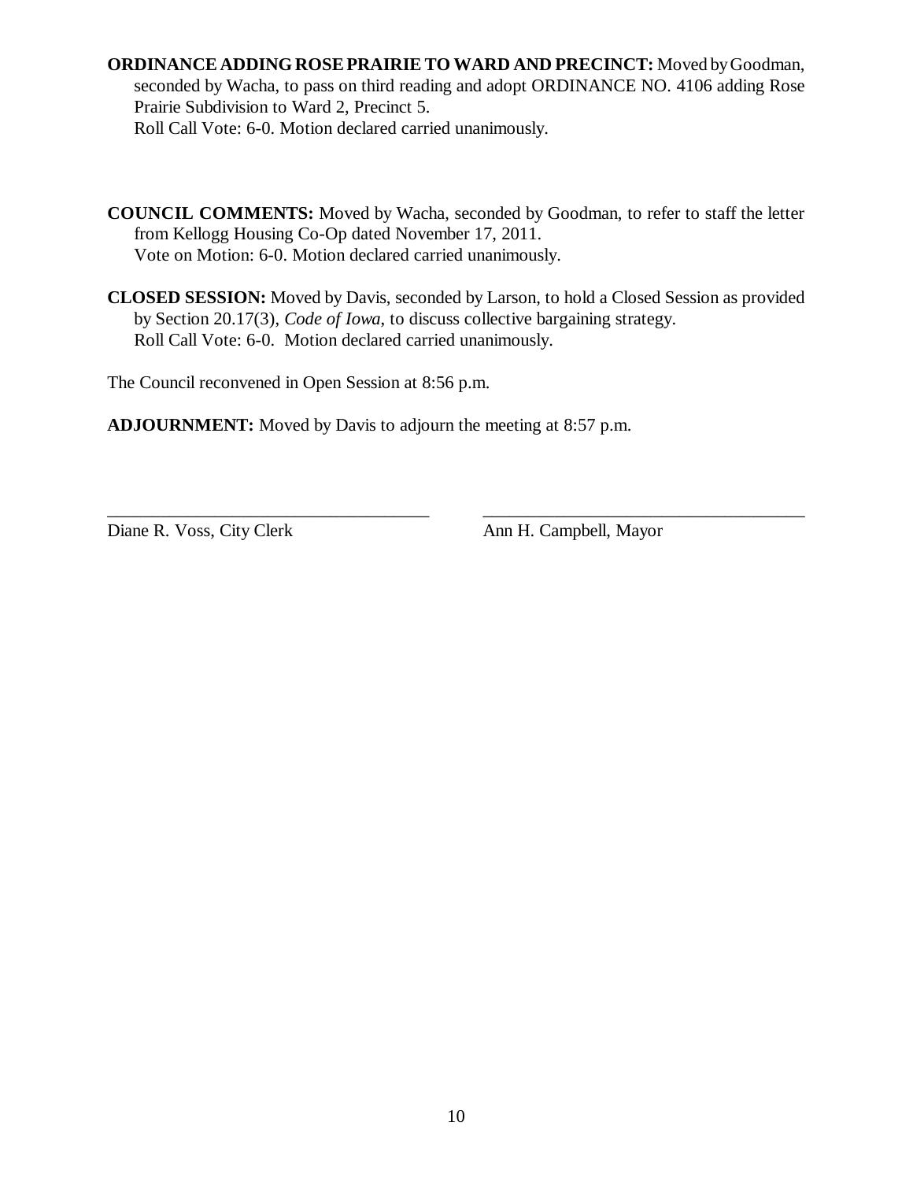**ORDINANCE ADDING ROSE PRAIRIE TO WARD AND PRECINCT:** Moved by Goodman, seconded by Wacha, to pass on third reading and adopt ORDINANCE NO. 4106 adding Rose Prairie Subdivision to Ward 2, Precinct 5.
Roll Call Vote: 6-0. Motion declared carried unanimously.

**COUNCIL COMMENTS:** Moved by Wacha, seconded by Goodman, to refer to staff the letter from Kellogg Housing Co-Op dated November 17, 2011.
Vote on Motion: 6-0. Motion declared carried unanimously.

**CLOSED SESSION:** Moved by Davis, seconded by Larson, to hold a Closed Session as provided by Section 20.17(3), *Code of Iowa*, to discuss collective bargaining strategy.
Roll Call Vote: 6-0. Motion declared carried unanimously.

The Council reconvened in Open Session at 8:56 p.m.

**ADJOURNMENT:** Moved by Davis to adjourn the meeting at 8:57 p.m.

\_\_\_\_\_\_\_\_\_\_\_\_\_\_\_\_\_\_\_\_\_\_\_\_\_\_\_\_\_\_\_\_\_\_\_\_
Diane R. Voss, City Clerk

\_\_\_\_\_\_\_\_\_\_\_\_\_\_\_\_\_\_\_\_\_\_\_\_\_\_\_\_\_\_\_\_\_\_\_\_
Ann H. Campbell, Mayor